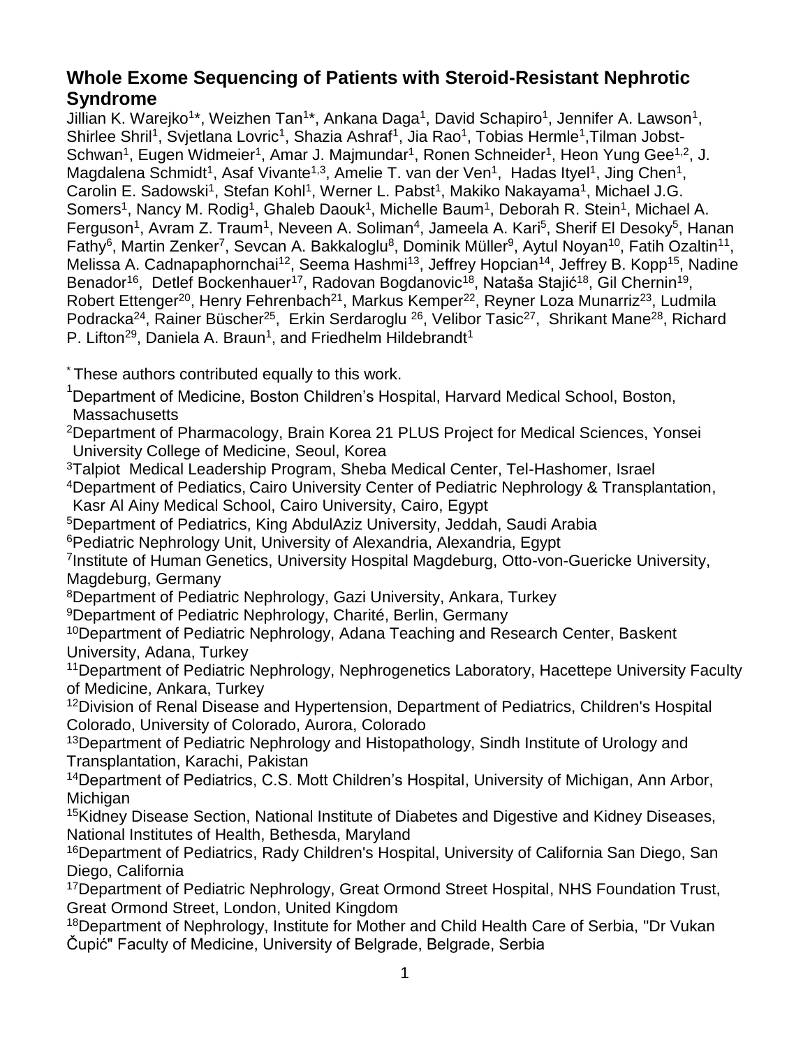# Whole Exome Sequencing of Patients with Steroid-Resistant Nephrotic Syndrome

Jillian K. Warejko[1]*, Weizhen Tan[1]*, Ankana Daga[1], David Schapiro[1], Jennifer A. Lawson[1], Shirlee Shril[1], Svjetlana Lovric[1], Shazia Ashraf[1], Jia Rao[1], Tobias Hermle[1], Tilman Jobst-Schwan[1], Eugen Widmeier[1], Amar J. Majmundar[1], Ronen Schneider[1], Heon Yung Gee[1,2], J. Magdalena Schmidt[1], Asaf Vivante[1,3], Amelie T. van der Ven[1], Hadas Ityel[1], Jing Chen[1], Carolin E. Sadowski[1], Stefan Kohl[1], Werner L. Pabst[1], Makiko Nakayama[1], Michael J.G. Somers[1], Nancy M. Rodig[1], Ghaleb Daouk[1], Michelle Baum[1], Deborah R. Stein[1], Michael A. Ferguson[1], Avram Z. Traum[1], Neveen A. Soliman[4], Jameela A. Kari[5], Sherif El Desoky[5], Hanan Fathy[6], Martin Zenker[7], Sevcan A. Bakkaloglu[8], Dominik Müller[9], Aytul Noyan[10], Fatih Ozaltin[11], Melissa A. Cadnapaphornchai[12], Seema Hashmi[13], Jeffrey Hopcian[14], Jeffrey B. Kopp[15], Nadine Benador[16], Detlef Bockenhauer[17], Radovan Bogdanovic[18], Nataša Stajić[18], Gil Chernin[19], Robert Ettenger[20], Henry Fehrenbach[21], Markus Kemper[22], Reyner Loza Munarriz[23], Ludmila Podracka[24], Rainer Büscher[25], Erkin Serdaroglu[26], Velibor Tasic[27], Shrikant Mane[28], Richard P. Lifton[29], Daniela A. Braun[1], and Friedhelm Hildebrandt[1]

* These authors contributed equally to this work.

[1]Department of Medicine, Boston Children's Hospital, Harvard Medical School, Boston, Massachusetts

[2]Department of Pharmacology, Brain Korea 21 PLUS Project for Medical Sciences, Yonsei University College of Medicine, Seoul, Korea

[3]Talpiot Medical Leadership Program, Sheba Medical Center, Tel-Hashomer, Israel

[4]Department of Pediatrics, Cairo University Center of Pediatric Nephrology & Transplantation, Kasr Al Ainy Medical School, Cairo University, Cairo, Egypt

[5]Department of Pediatrics, King AbdulAziz University, Jeddah, Saudi Arabia

[6]Pediatric Nephrology Unit, University of Alexandria, Alexandria, Egypt

[7]Institute of Human Genetics, University Hospital Magdeburg, Otto-von-Guericke University, Magdeburg, Germany

[8]Department of Pediatric Nephrology, Gazi University, Ankara, Turkey

[9]Department of Pediatric Nephrology, Charité, Berlin, Germany

[10]Department of Pediatric Nephrology, Adana Teaching and Research Center, Baskent University, Adana, Turkey

[11]Department of Pediatric Nephrology, Nephrogenetics Laboratory, Hacettepe University Faculty of Medicine, Ankara, Turkey

[12]Division of Renal Disease and Hypertension, Department of Pediatrics, Children's Hospital Colorado, University of Colorado, Aurora, Colorado

[13]Department of Pediatric Nephrology and Histopathology, Sindh Institute of Urology and Transplantation, Karachi, Pakistan

[14]Department of Pediatrics, C.S. Mott Children's Hospital, University of Michigan, Ann Arbor, Michigan

[15]Kidney Disease Section, National Institute of Diabetes and Digestive and Kidney Diseases, National Institutes of Health, Bethesda, Maryland

[16]Department of Pediatrics, Rady Children's Hospital, University of California San Diego, San Diego, California

[17]Department of Pediatric Nephrology, Great Ormond Street Hospital, NHS Foundation Trust, Great Ormond Street, London, United Kingdom

[18]Department of Nephrology, Institute for Mother and Child Health Care of Serbia, "Dr Vukan Čupić" Faculty of Medicine, University of Belgrade, Belgrade, Serbia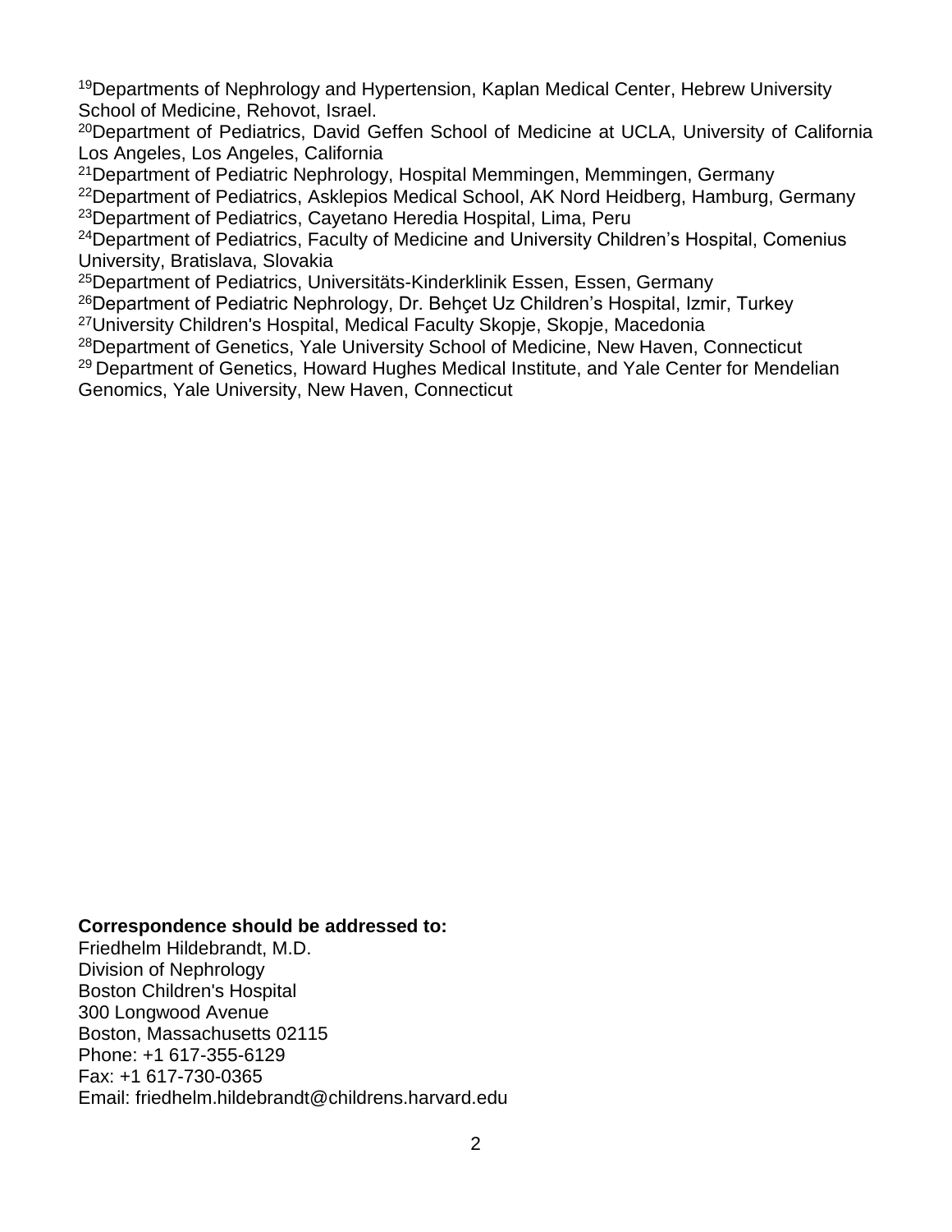[19]Departments of Nephrology and Hypertension, Kaplan Medical Center, Hebrew University School of Medicine, Rehovot, Israel.

[20]Department of Pediatrics, David Geffen School of Medicine at UCLA, University of California Los Angeles, Los Angeles, California

[21]Department of Pediatric Nephrology, Hospital Memmingen, Memmingen, Germany

[22]Department of Pediatrics, Asklepios Medical School, AK Nord Heidberg, Hamburg, Germany

[23]Department of Pediatrics, Cayetano Heredia Hospital, Lima, Peru

[24]Department of Pediatrics, Faculty of Medicine and University Children's Hospital, Comenius University, Bratislava, Slovakia

[25]Department of Pediatrics, Universitäts-Kinderklinik Essen, Essen, Germany

[26]Department of Pediatric Nephrology, Dr. Behçet Uz Children's Hospital, Izmir, Turkey

[27]University Children's Hospital, Medical Faculty Skopje, Skopje, Macedonia

[28]Department of Genetics, Yale University School of Medicine, New Haven, Connecticut

[29] Department of Genetics, Howard Hughes Medical Institute, and Yale Center for Mendelian Genomics, Yale University, New Haven, Connecticut

**Correspondence should be addressed to:**

Friedhelm Hildebrandt, M.D.
Division of Nephrology
Boston Children's Hospital
300 Longwood Avenue
Boston, Massachusetts 02115
Phone: +1 617-355-6129
Fax: +1 617-730-0365
Email: friedhelm.hildebrandt@childrens.harvard.edu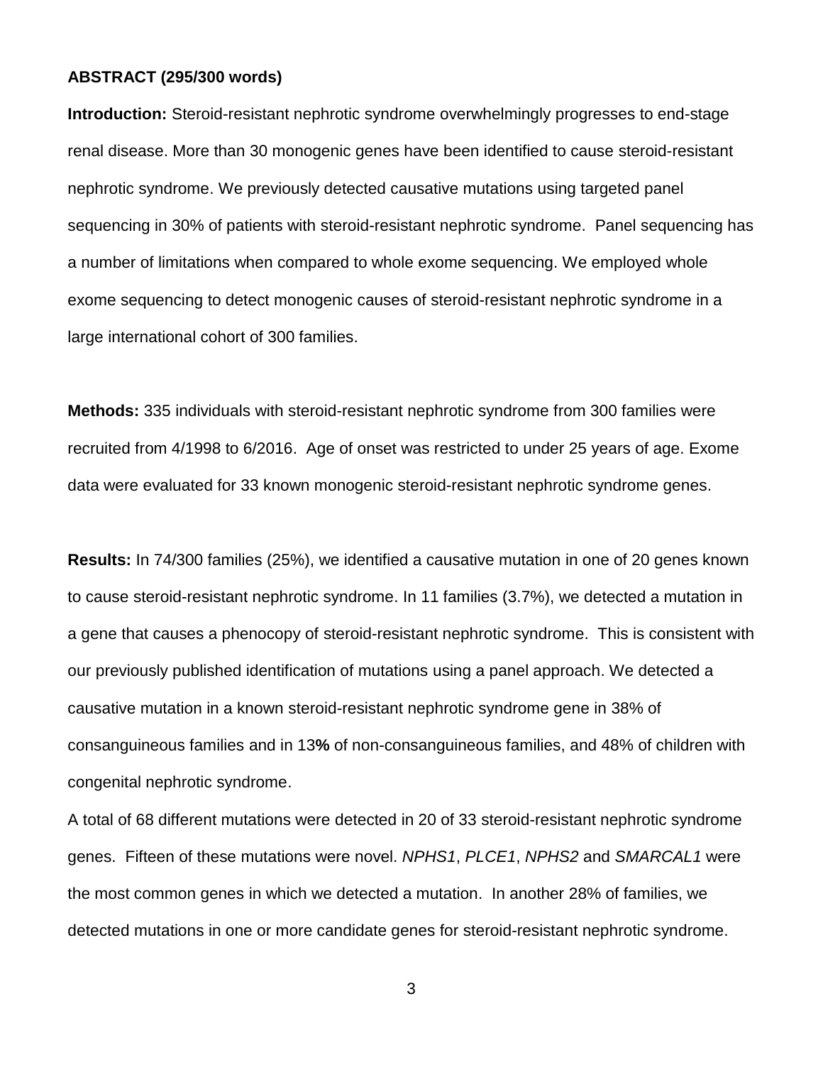**ABSTRACT (295/300 words)**

**Introduction:** Steroid-resistant nephrotic syndrome overwhelmingly progresses to end-stage renal disease. More than 30 monogenic genes have been identified to cause steroid-resistant nephrotic syndrome. We previously detected causative mutations using targeted panel sequencing in 30% of patients with steroid-resistant nephrotic syndrome. Panel sequencing has a number of limitations when compared to whole exome sequencing. We employed whole exome sequencing to detect monogenic causes of steroid-resistant nephrotic syndrome in a large international cohort of 300 families.

**Methods:** 335 individuals with steroid-resistant nephrotic syndrome from 300 families were recruited from 4/1998 to 6/2016. Age of onset was restricted to under 25 years of age. Exome data were evaluated for 33 known monogenic steroid-resistant nephrotic syndrome genes.

**Results:** In 74/300 families (25%), we identified a causative mutation in one of 20 genes known to cause steroid-resistant nephrotic syndrome. In 11 families (3.7%), we detected a mutation in a gene that causes a phenocopy of steroid-resistant nephrotic syndrome. This is consistent with our previously published identification of mutations using a panel approach. We detected a causative mutation in a known steroid-resistant nephrotic syndrome gene in 38% of consanguineous families and in 13**%** of non-consanguineous families, and 48% of children with congenital nephrotic syndrome.

A total of 68 different mutations were detected in 20 of 33 steroid-resistant nephrotic syndrome genes. Fifteen of these mutations were novel. *NPHS1*, *PLCE1*, *NPHS2* and *SMARCAL1* were the most common genes in which we detected a mutation. In another 28% of families, we detected mutations in one or more candidate genes for steroid-resistant nephrotic syndrome.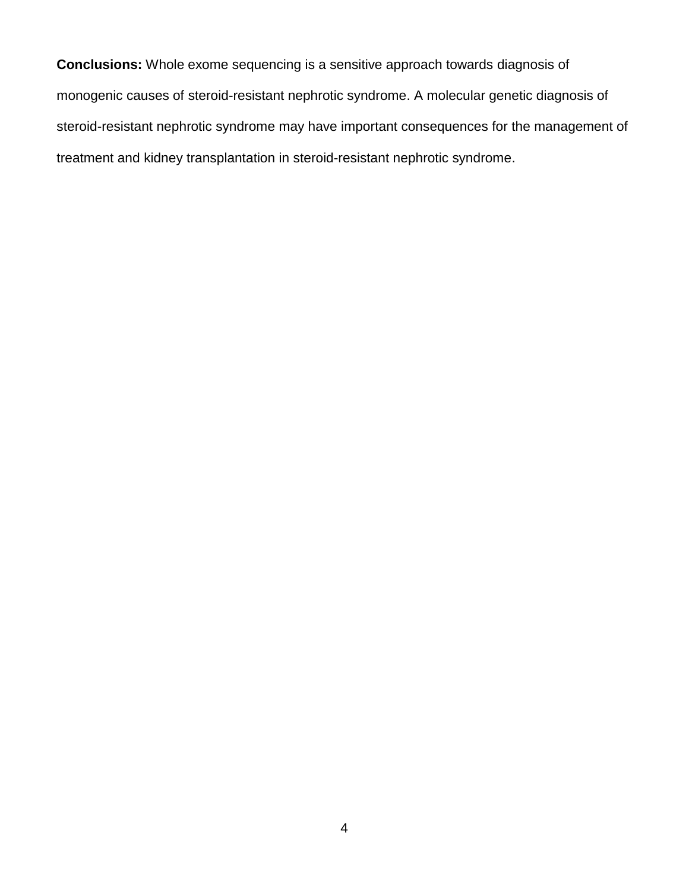**Conclusions:** Whole exome sequencing is a sensitive approach towards diagnosis of monogenic causes of steroid-resistant nephrotic syndrome. A molecular genetic diagnosis of steroid-resistant nephrotic syndrome may have important consequences for the management of treatment and kidney transplantation in steroid-resistant nephrotic syndrome.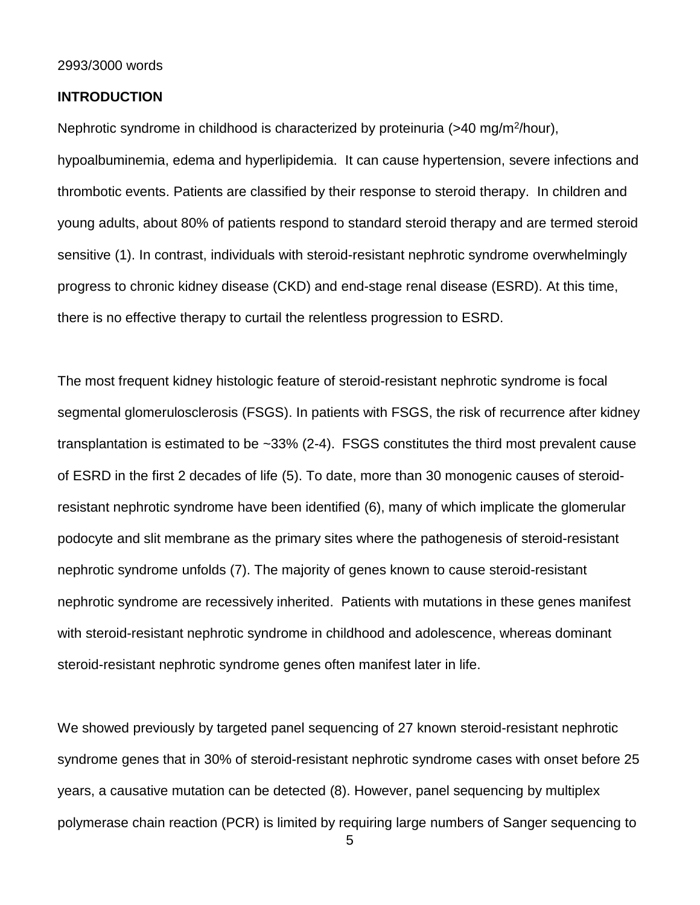2993/3000 words

**INTRODUCTION**

Nephrotic syndrome in childhood is characterized by proteinuria (>40 mg/m$^2$/hour), hypoalbuminemia, edema and hyperlipidemia. It can cause hypertension, severe infections and thrombotic events. Patients are classified by their response to steroid therapy. In children and young adults, about 80% of patients respond to standard steroid therapy and are termed steroid sensitive (1). In contrast, individuals with steroid-resistant nephrotic syndrome overwhelmingly progress to chronic kidney disease (CKD) and end-stage renal disease (ESRD). At this time, there is no effective therapy to curtail the relentless progression to ESRD.

The most frequent kidney histologic feature of steroid-resistant nephrotic syndrome is focal segmental glomerulosclerosis (FSGS). In patients with FSGS, the risk of recurrence after kidney transplantation is estimated to be ~33% (2-4). FSGS constitutes the third most prevalent cause of ESRD in the first 2 decades of life (5). To date, more than 30 monogenic causes of steroid-resistant nephrotic syndrome have been identified (6), many of which implicate the glomerular podocyte and slit membrane as the primary sites where the pathogenesis of steroid-resistant nephrotic syndrome unfolds (7). The majority of genes known to cause steroid-resistant nephrotic syndrome are recessively inherited. Patients with mutations in these genes manifest with steroid-resistant nephrotic syndrome in childhood and adolescence, whereas dominant steroid-resistant nephrotic syndrome genes often manifest later in life.

We showed previously by targeted panel sequencing of 27 known steroid-resistant nephrotic syndrome genes that in 30% of steroid-resistant nephrotic syndrome cases with onset before 25 years, a causative mutation can be detected (8). However, panel sequencing by multiplex polymerase chain reaction (PCR) is limited by requiring large numbers of Sanger sequencing to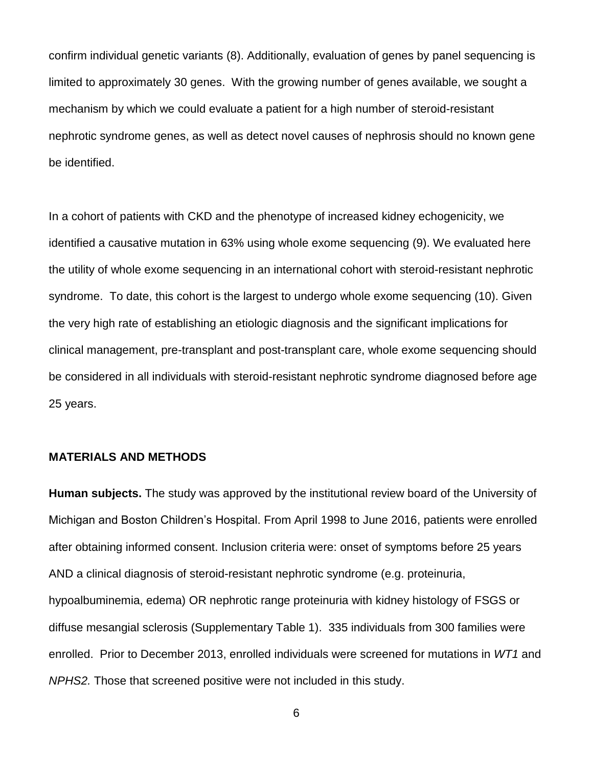confirm individual genetic variants (8). Additionally, evaluation of genes by panel sequencing is limited to approximately 30 genes. With the growing number of genes available, we sought a mechanism by which we could evaluate a patient for a high number of steroid-resistant nephrotic syndrome genes, as well as detect novel causes of nephrosis should no known gene be identified.

In a cohort of patients with CKD and the phenotype of increased kidney echogenicity, we identified a causative mutation in 63% using whole exome sequencing (9). We evaluated here the utility of whole exome sequencing in an international cohort with steroid-resistant nephrotic syndrome. To date, this cohort is the largest to undergo whole exome sequencing (10). Given the very high rate of establishing an etiologic diagnosis and the significant implications for clinical management, pre-transplant and post-transplant care, whole exome sequencing should be considered in all individuals with steroid-resistant nephrotic syndrome diagnosed before age 25 years.

## MATERIALS AND METHODS

**Human subjects.** The study was approved by the institutional review board of the University of Michigan and Boston Children's Hospital. From April 1998 to June 2016, patients were enrolled after obtaining informed consent. Inclusion criteria were: onset of symptoms before 25 years AND a clinical diagnosis of steroid-resistant nephrotic syndrome (e.g. proteinuria, hypoalbuminemia, edema) OR nephrotic range proteinuria with kidney histology of FSGS or diffuse mesangial sclerosis (Supplementary Table 1). 335 individuals from 300 families were enrolled. Prior to December 2013, enrolled individuals were screened for mutations in *WT1* and *NPHS2.* Those that screened positive were not included in this study.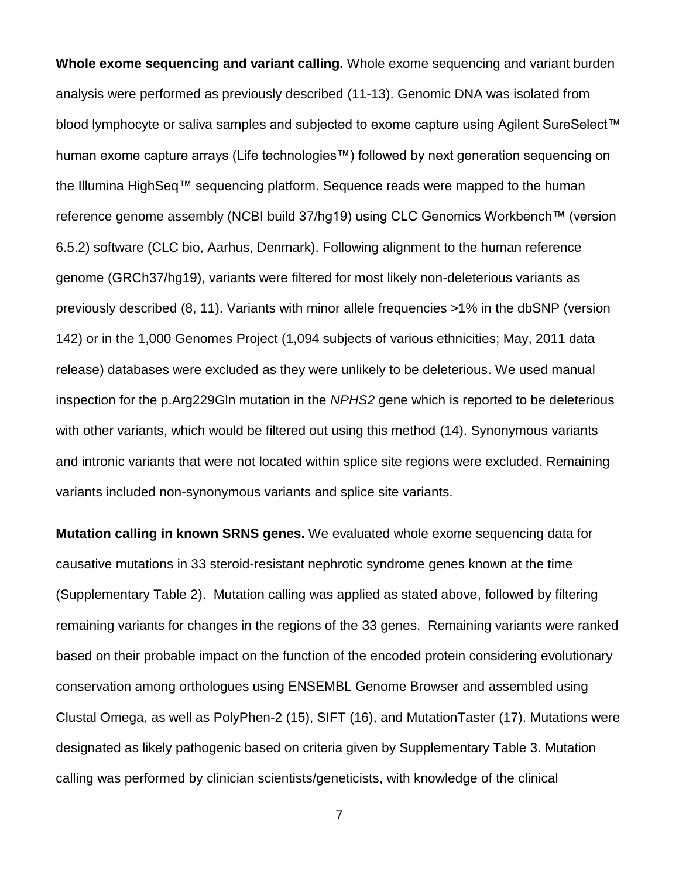**Whole exome sequencing and variant calling.** Whole exome sequencing and variant burden analysis were performed as previously described (11-13). Genomic DNA was isolated from blood lymphocyte or saliva samples and subjected to exome capture using Agilent SureSelect™ human exome capture arrays (Life technologies™) followed by next generation sequencing on the Illumina HighSeq™ sequencing platform. Sequence reads were mapped to the human reference genome assembly (NCBI build 37/hg19) using CLC Genomics Workbench™ (version 6.5.2) software (CLC bio, Aarhus, Denmark). Following alignment to the human reference genome (GRCh37/hg19), variants were filtered for most likely non-deleterious variants as previously described (8, 11). Variants with minor allele frequencies >1% in the dbSNP (version 142) or in the 1,000 Genomes Project (1,094 subjects of various ethnicities; May, 2011 data release) databases were excluded as they were unlikely to be deleterious. We used manual inspection for the p.Arg229Gln mutation in the *NPHS2* gene which is reported to be deleterious with other variants, which would be filtered out using this method (14). Synonymous variants and intronic variants that were not located within splice site regions were excluded. Remaining variants included non-synonymous variants and splice site variants.

**Mutation calling in known SRNS genes.** We evaluated whole exome sequencing data for causative mutations in 33 steroid-resistant nephrotic syndrome genes known at the time (Supplementary Table 2). Mutation calling was applied as stated above, followed by filtering remaining variants for changes in the regions of the 33 genes. Remaining variants were ranked based on their probable impact on the function of the encoded protein considering evolutionary conservation among orthologues using ENSEMBL Genome Browser and assembled using Clustal Omega, as well as PolyPhen-2 (15), SIFT (16), and MutationTaster (17). Mutations were designated as likely pathogenic based on criteria given by Supplementary Table 3. Mutation calling was performed by clinician scientists/geneticists, with knowledge of the clinical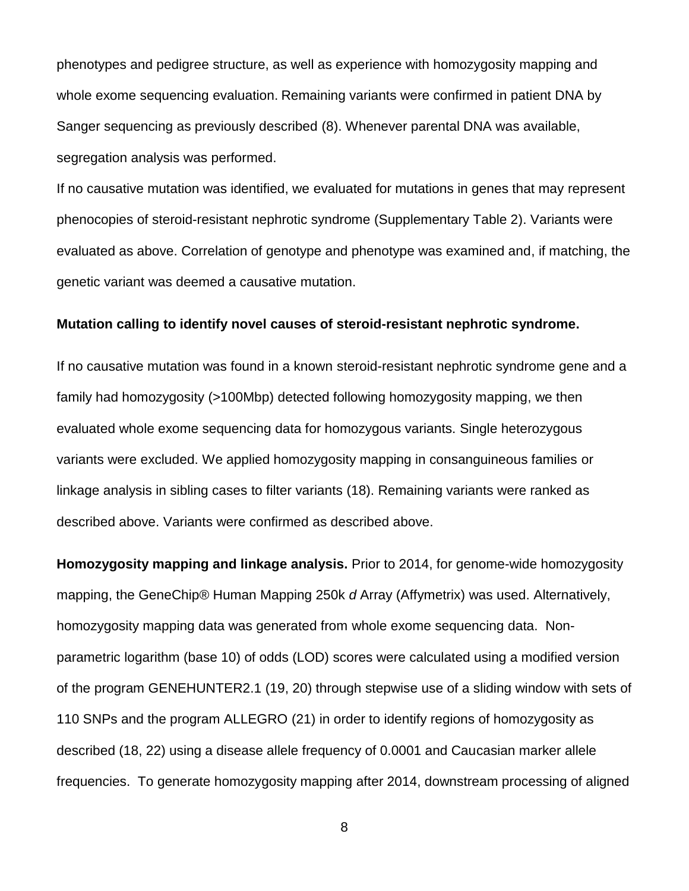phenotypes and pedigree structure, as well as experience with homozygosity mapping and whole exome sequencing evaluation. Remaining variants were confirmed in patient DNA by Sanger sequencing as previously described (8). Whenever parental DNA was available, segregation analysis was performed.

If no causative mutation was identified, we evaluated for mutations in genes that may represent phenocopies of steroid-resistant nephrotic syndrome (Supplementary Table 2). Variants were evaluated as above. Correlation of genotype and phenotype was examined and, if matching, the genetic variant was deemed a causative mutation.

**Mutation calling to identify novel causes of steroid-resistant nephrotic syndrome.**

If no causative mutation was found in a known steroid-resistant nephrotic syndrome gene and a family had homozygosity (>100Mbp) detected following homozygosity mapping, we then evaluated whole exome sequencing data for homozygous variants. Single heterozygous variants were excluded. We applied homozygosity mapping in consanguineous families or linkage analysis in sibling cases to filter variants (18). Remaining variants were ranked as described above. Variants were confirmed as described above.

**Homozygosity mapping and linkage analysis.** Prior to 2014, for genome-wide homozygosity mapping, the GeneChip® Human Mapping 250k *d* Array (Affymetrix) was used. Alternatively, homozygosity mapping data was generated from whole exome sequencing data. Non-parametric logarithm (base 10) of odds (LOD) scores were calculated using a modified version of the program GENEHUNTER2.1 (19, 20) through stepwise use of a sliding window with sets of 110 SNPs and the program ALLEGRO (21) in order to identify regions of homozygosity as described (18, 22) using a disease allele frequency of 0.0001 and Caucasian marker allele frequencies. To generate homozygosity mapping after 2014, downstream processing of aligned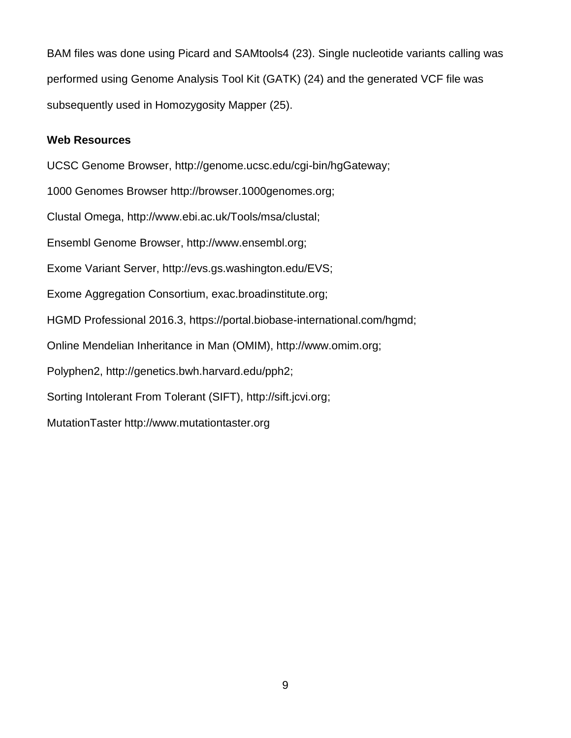BAM files was done using Picard and SAMtools4 (23). Single nucleotide variants calling was performed using Genome Analysis Tool Kit (GATK) (24) and the generated VCF file was subsequently used in Homozygosity Mapper (25).

### Web Resources

UCSC Genome Browser, http://genome.ucsc.edu/cgi-bin/hgGateway;

1000 Genomes Browser http://browser.1000genomes.org;

Clustal Omega, http://www.ebi.ac.uk/Tools/msa/clustal;

Ensembl Genome Browser, http://www.ensembl.org;

Exome Variant Server, http://evs.gs.washington.edu/EVS;

Exome Aggregation Consortium, exac.broadinstitute.org;

HGMD Professional 2016.3, https://portal.biobase-international.com/hgmd;

Online Mendelian Inheritance in Man (OMIM), http://www.omim.org;

Polyphen2, http://genetics.bwh.harvard.edu/pph2;

Sorting Intolerant From Tolerant (SIFT), http://sift.jcvi.org;

MutationTaster http://www.mutationtaster.org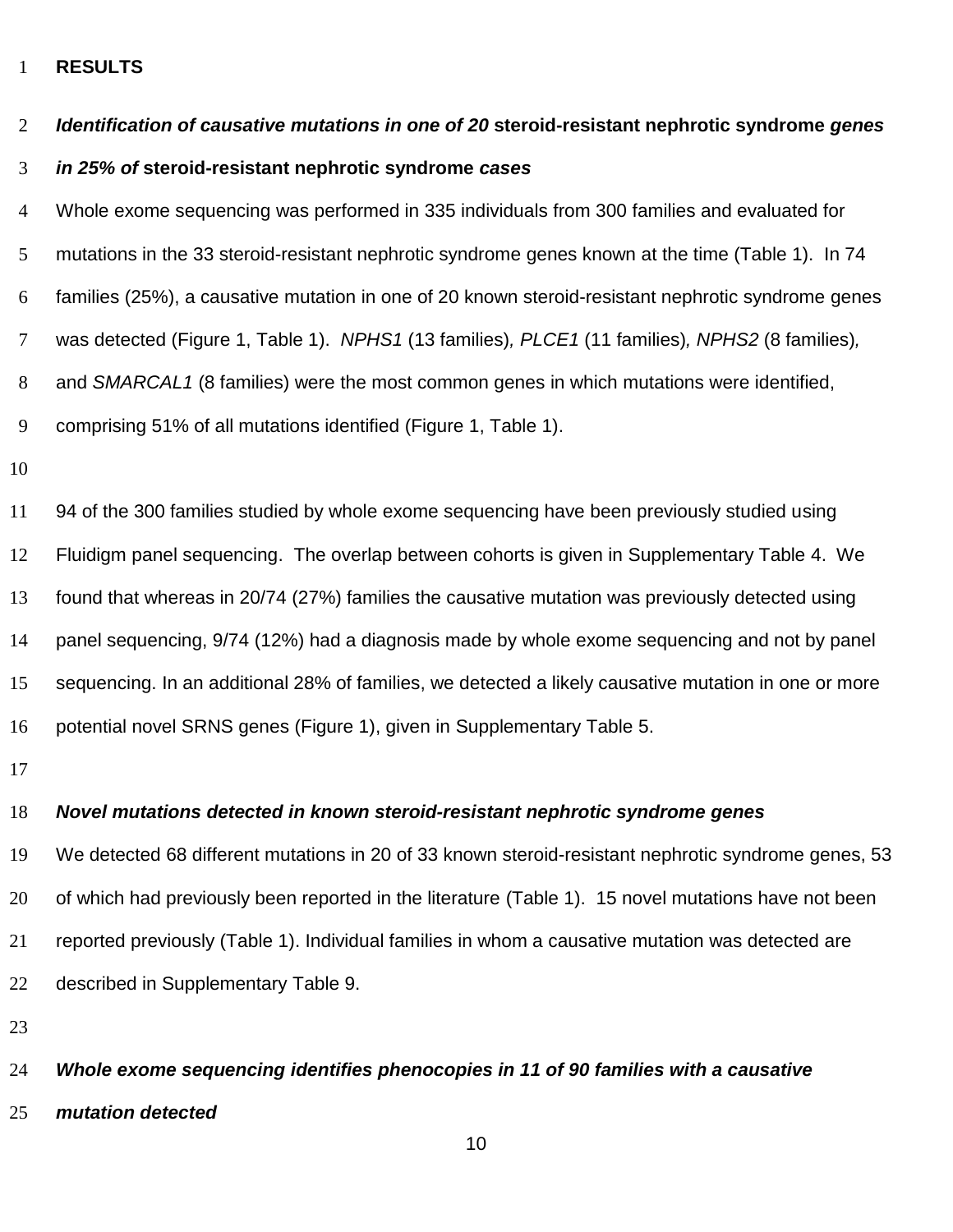## RESULTS

### *Identification of causative mutations in one of 20* steroid-resistant nephrotic syndrome *genes in 25% of* steroid-resistant nephrotic syndrome *cases*

Whole exome sequencing was performed in 335 individuals from 300 families and evaluated for mutations in the 33 steroid-resistant nephrotic syndrome genes known at the time (Table 1). In 74 families (25%), a causative mutation in one of 20 known steroid-resistant nephrotic syndrome genes was detected (Figure 1, Table 1). *NPHS1* (13 families)*, PLCE1* (11 families)*, NPHS2* (8 families)*,* and *SMARCAL1* (8 families) were the most common genes in which mutations were identified, comprising 51% of all mutations identified (Figure 1, Table 1).

94 of the 300 families studied by whole exome sequencing have been previously studied using Fluidigm panel sequencing. The overlap between cohorts is given in Supplementary Table 4. We found that whereas in 20/74 (27%) families the causative mutation was previously detected using panel sequencing, 9/74 (12%) had a diagnosis made by whole exome sequencing and not by panel sequencing. In an additional 28% of families, we detected a likely causative mutation in one or more potential novel SRNS genes (Figure 1), given in Supplementary Table 5.

### *Novel mutations detected in known steroid-resistant nephrotic syndrome genes*

We detected 68 different mutations in 20 of 33 known steroid-resistant nephrotic syndrome genes, 53 of which had previously been reported in the literature (Table 1). 15 novel mutations have not been reported previously (Table 1). Individual families in whom a causative mutation was detected are described in Supplementary Table 9.

### *Whole exome sequencing identifies phenocopies in 11 of 90 families with a causative mutation detected*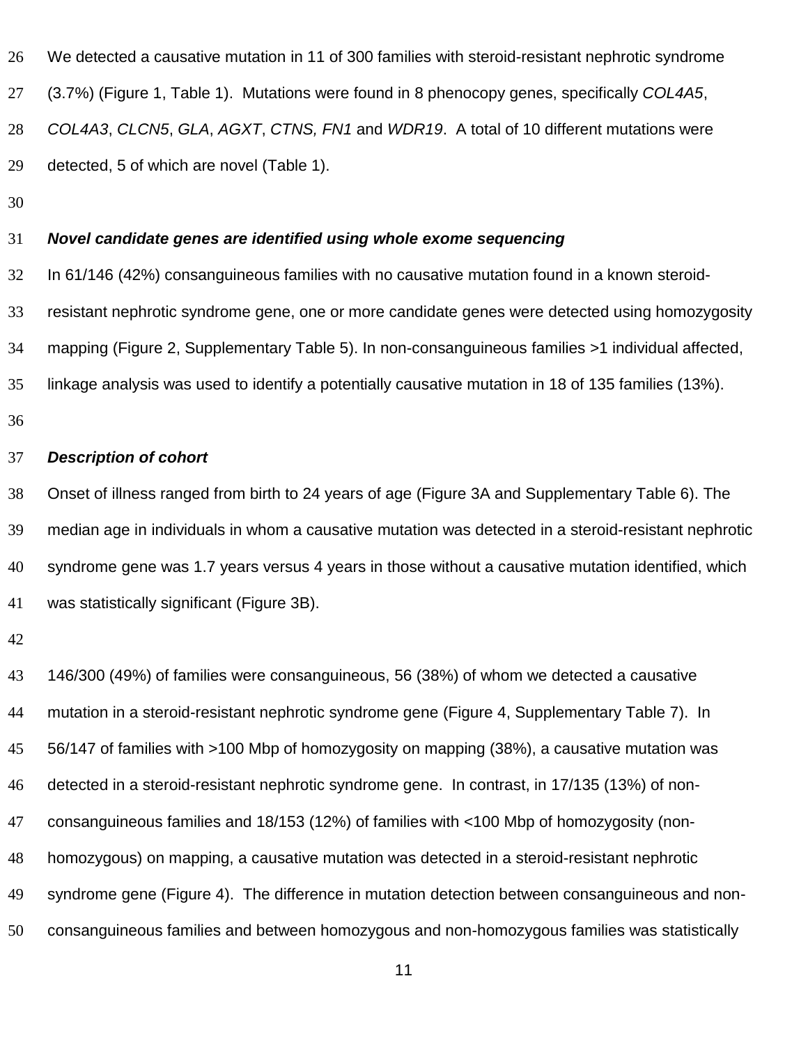We detected a causative mutation in 11 of 300 families with steroid-resistant nephrotic syndrome (3.7%) (Figure 1, Table 1). Mutations were found in 8 phenocopy genes, specifically *COL4A5*, *COL4A3*, *CLCN5*, *GLA*, *AGXT*, *CTNS, FN1* and *WDR19*. A total of 10 different mutations were detected, 5 of which are novel (Table 1).

### ***Novel candidate genes are identified using whole exome sequencing***

In 61/146 (42%) consanguineous families with no causative mutation found in a known steroid-resistant nephrotic syndrome gene, one or more candidate genes were detected using homozygosity mapping (Figure 2, Supplementary Table 5). In non-consanguineous families >1 individual affected, linkage analysis was used to identify a potentially causative mutation in 18 of 135 families (13%).

### ***Description of cohort***

Onset of illness ranged from birth to 24 years of age (Figure 3A and Supplementary Table 6). The median age in individuals in whom a causative mutation was detected in a steroid-resistant nephrotic syndrome gene was 1.7 years versus 4 years in those without a causative mutation identified, which was statistically significant (Figure 3B).

146/300 (49%) of families were consanguineous, 56 (38%) of whom we detected a causative mutation in a steroid-resistant nephrotic syndrome gene (Figure 4, Supplementary Table 7). In 56/147 of families with >100 Mbp of homozygosity on mapping (38%), a causative mutation was detected in a steroid-resistant nephrotic syndrome gene. In contrast, in 17/135 (13%) of non-consanguineous families and 18/153 (12%) of families with <100 Mbp of homozygosity (non-homozygous) on mapping, a causative mutation was detected in a steroid-resistant nephrotic syndrome gene (Figure 4). The difference in mutation detection between consanguineous and non-consanguineous families and between homozygous and non-homozygous families was statistically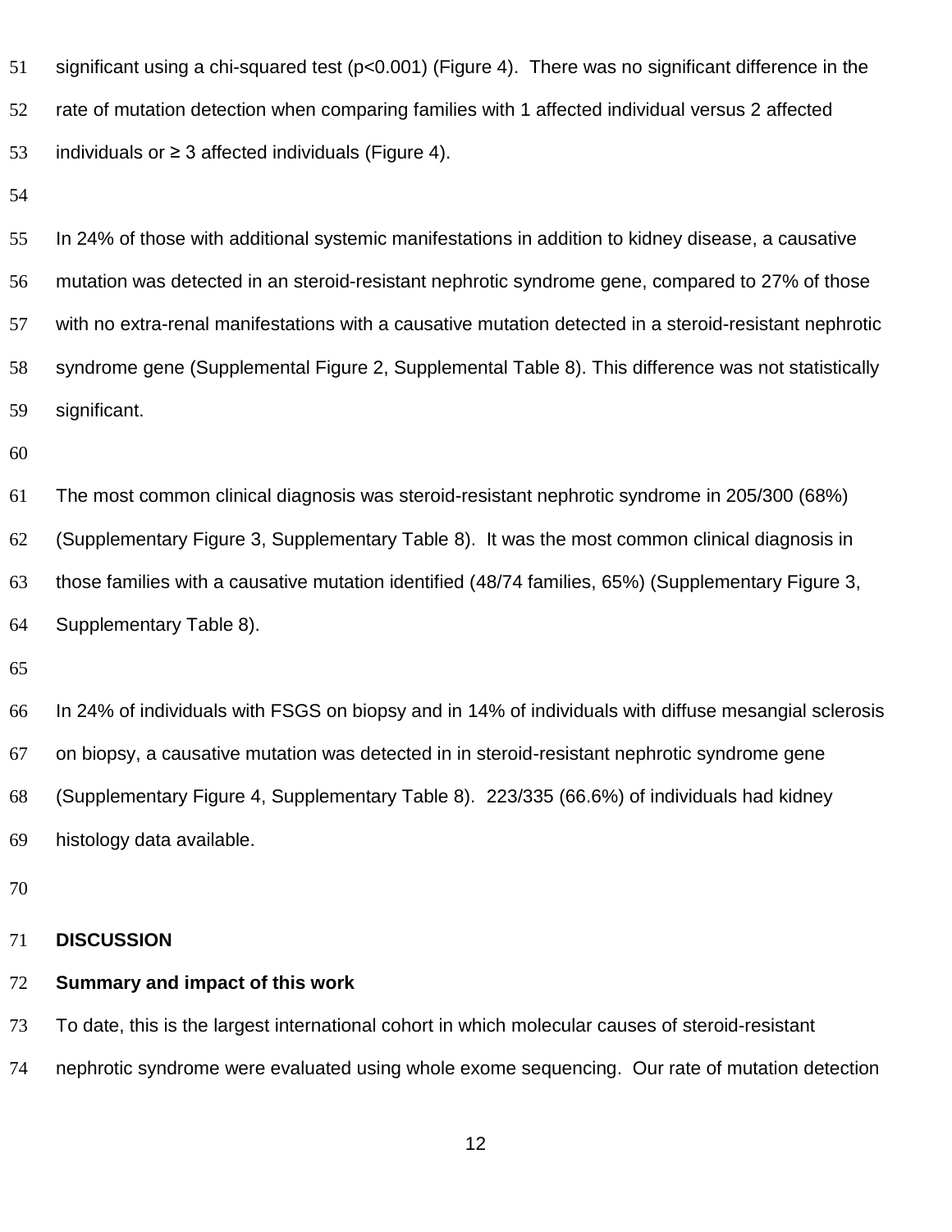significant using a chi-squared test ($p<0.001$) (Figure 4). There was no significant difference in the rate of mutation detection when comparing families with 1 affected individual versus 2 affected individuals or ≥ 3 affected individuals (Figure 4).

In 24% of those with additional systemic manifestations in addition to kidney disease, a causative mutation was detected in an steroid-resistant nephrotic syndrome gene, compared to 27% of those with no extra-renal manifestations with a causative mutation detected in a steroid-resistant nephrotic syndrome gene (Supplemental Figure 2, Supplemental Table 8). This difference was not statistically significant.

The most common clinical diagnosis was steroid-resistant nephrotic syndrome in 205/300 (68%) (Supplementary Figure 3, Supplementary Table 8). It was the most common clinical diagnosis in those families with a causative mutation identified (48/74 families, 65%) (Supplementary Figure 3, Supplementary Table 8).

In 24% of individuals with FSGS on biopsy and in 14% of individuals with diffuse mesangial sclerosis on biopsy, a causative mutation was detected in in steroid-resistant nephrotic syndrome gene (Supplementary Figure 4, Supplementary Table 8). 223/335 (66.6%) of individuals had kidney histology data available.

## DISCUSSION

### Summary and impact of this work

To date, this is the largest international cohort in which molecular causes of steroid-resistant nephrotic syndrome were evaluated using whole exome sequencing. Our rate of mutation detection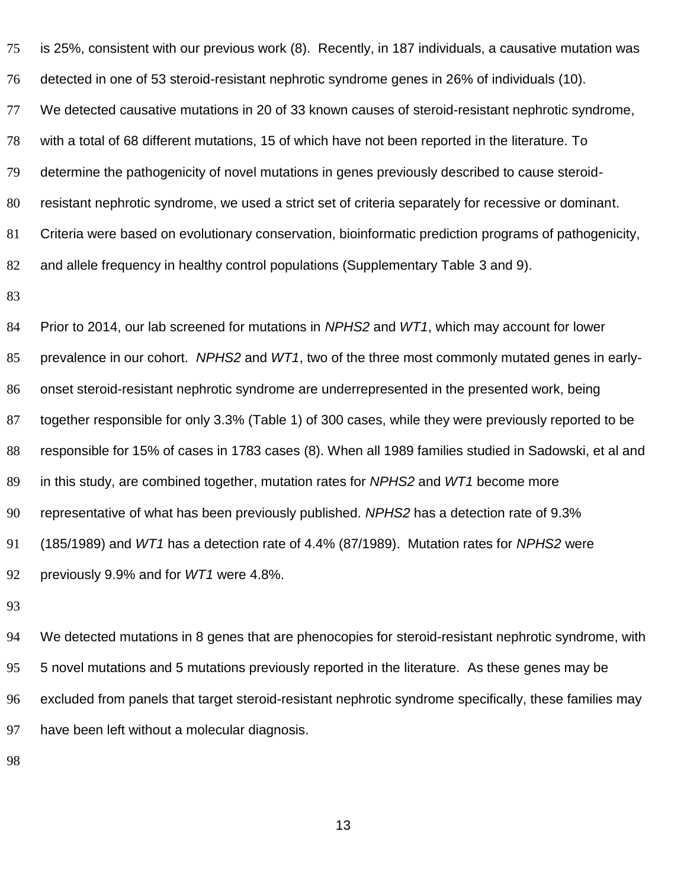is 25%, consistent with our previous work (8). Recently, in 187 individuals, a causative mutation was detected in one of 53 steroid-resistant nephrotic syndrome genes in 26% of individuals (10). We detected causative mutations in 20 of 33 known causes of steroid-resistant nephrotic syndrome, with a total of 68 different mutations, 15 of which have not been reported in the literature. To determine the pathogenicity of novel mutations in genes previously described to cause steroid-resistant nephrotic syndrome, we used a strict set of criteria separately for recessive or dominant. Criteria were based on evolutionary conservation, bioinformatic prediction programs of pathogenicity, and allele frequency in healthy control populations (Supplementary Table 3 and 9).

Prior to 2014, our lab screened for mutations in *NPHS2* and *WT1*, which may account for lower prevalence in our cohort. *NPHS2* and *WT1*, two of the three most commonly mutated genes in early-onset steroid-resistant nephrotic syndrome are underrepresented in the presented work, being together responsible for only 3.3% (Table 1) of 300 cases, while they were previously reported to be responsible for 15% of cases in 1783 cases (8). When all 1989 families studied in Sadowski, et al and in this study, are combined together, mutation rates for *NPHS2* and *WT1* become more representative of what has been previously published. *NPHS2* has a detection rate of 9.3% (185/1989) and *WT1* has a detection rate of 4.4% (87/1989). Mutation rates for *NPHS2* were previously 9.9% and for *WT1* were 4.8%.

We detected mutations in 8 genes that are phenocopies for steroid-resistant nephrotic syndrome, with 5 novel mutations and 5 mutations previously reported in the literature. As these genes may be excluded from panels that target steroid-resistant nephrotic syndrome specifically, these families may have been left without a molecular diagnosis.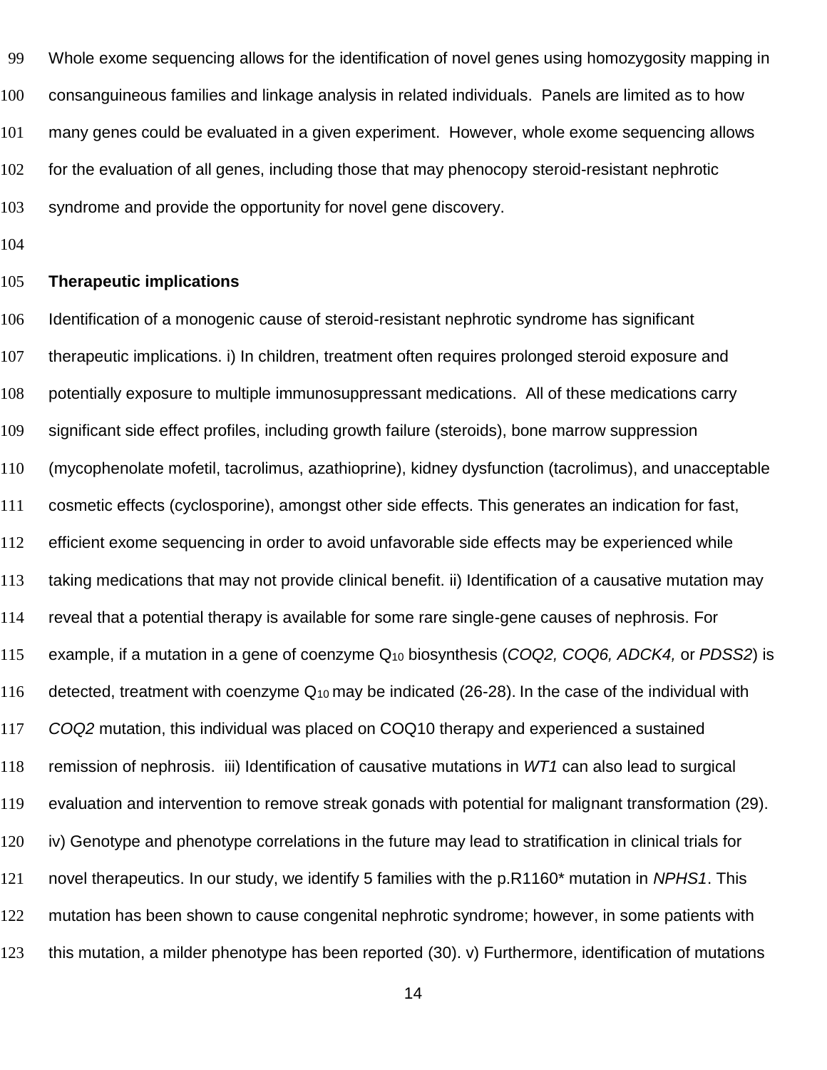Whole exome sequencing allows for the identification of novel genes using homozygosity mapping in consanguineous families and linkage analysis in related individuals. Panels are limited as to how many genes could be evaluated in a given experiment. However, whole exome sequencing allows for the evaluation of all genes, including those that may phenocopy steroid-resistant nephrotic syndrome and provide the opportunity for novel gene discovery.

**Therapeutic implications**

Identification of a monogenic cause of steroid-resistant nephrotic syndrome has significant therapeutic implications. i) In children, treatment often requires prolonged steroid exposure and potentially exposure to multiple immunosuppressant medications. All of these medications carry significant side effect profiles, including growth failure (steroids), bone marrow suppression (mycophenolate mofetil, tacrolimus, azathioprine), kidney dysfunction (tacrolimus), and unacceptable cosmetic effects (cyclosporine), amongst other side effects. This generates an indication for fast, efficient exome sequencing in order to avoid unfavorable side effects may be experienced while taking medications that may not provide clinical benefit. ii) Identification of a causative mutation may reveal that a potential therapy is available for some rare single-gene causes of nephrosis. For example, if a mutation in a gene of coenzyme $Q_{10}$ biosynthesis (*COQ2, COQ6, ADCK4,* or *PDSS2*) is detected, treatment with coenzyme $Q_{10}$ may be indicated (26-28). In the case of the individual with *COQ2* mutation, this individual was placed on COQ10 therapy and experienced a sustained remission of nephrosis. iii) Identification of causative mutations in *WT1* can also lead to surgical evaluation and intervention to remove streak gonads with potential for malignant transformation (29). iv) Genotype and phenotype correlations in the future may lead to stratification in clinical trials for novel therapeutics. In our study, we identify 5 families with the p.R1160* mutation in *NPHS1*. This mutation has been shown to cause congenital nephrotic syndrome; however, in some patients with this mutation, a milder phenotype has been reported (30). v) Furthermore, identification of mutations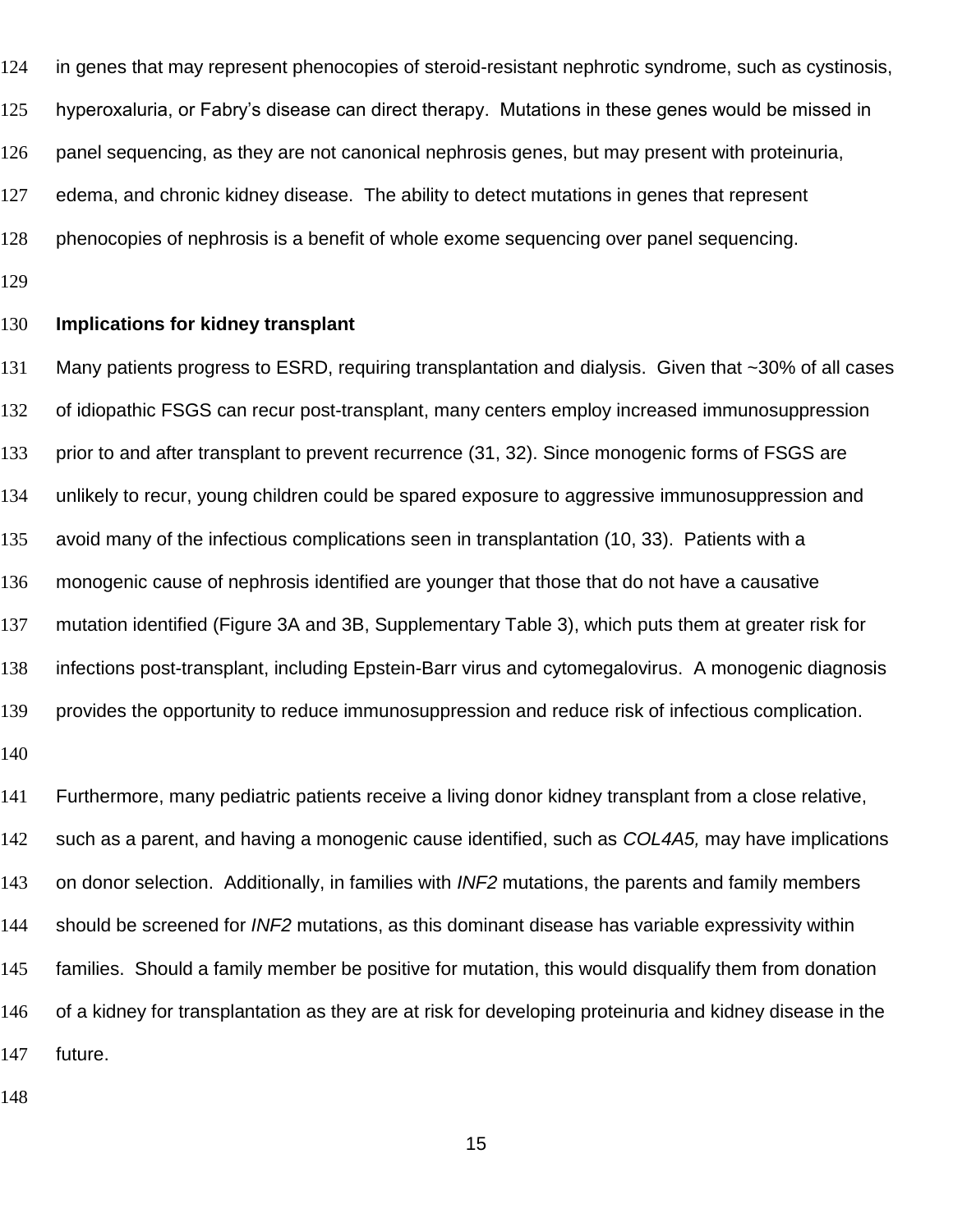in genes that may represent phenocopies of steroid-resistant nephrotic syndrome, such as cystinosis, hyperoxaluria, or Fabry's disease can direct therapy. Mutations in these genes would be missed in panel sequencing, as they are not canonical nephrosis genes, but may present with proteinuria, edema, and chronic kidney disease. The ability to detect mutations in genes that represent phenocopies of nephrosis is a benefit of whole exome sequencing over panel sequencing.

## Implications for kidney transplant

Many patients progress to ESRD, requiring transplantation and dialysis. Given that ~30% of all cases of idiopathic FSGS can recur post-transplant, many centers employ increased immunosuppression prior to and after transplant to prevent recurrence (31, 32). Since monogenic forms of FSGS are unlikely to recur, young children could be spared exposure to aggressive immunosuppression and avoid many of the infectious complications seen in transplantation (10, 33). Patients with a monogenic cause of nephrosis identified are younger that those that do not have a causative mutation identified (Figure 3A and 3B, Supplementary Table 3), which puts them at greater risk for infections post-transplant, including Epstein-Barr virus and cytomegalovirus. A monogenic diagnosis provides the opportunity to reduce immunosuppression and reduce risk of infectious complication.

Furthermore, many pediatric patients receive a living donor kidney transplant from a close relative, such as a parent, and having a monogenic cause identified, such as *COL4A5,* may have implications on donor selection. Additionally, in families with *INF2* mutations, the parents and family members should be screened for *INF2* mutations, as this dominant disease has variable expressivity within families. Should a family member be positive for mutation, this would disqualify them from donation of a kidney for transplantation as they are at risk for developing proteinuria and kidney disease in the future.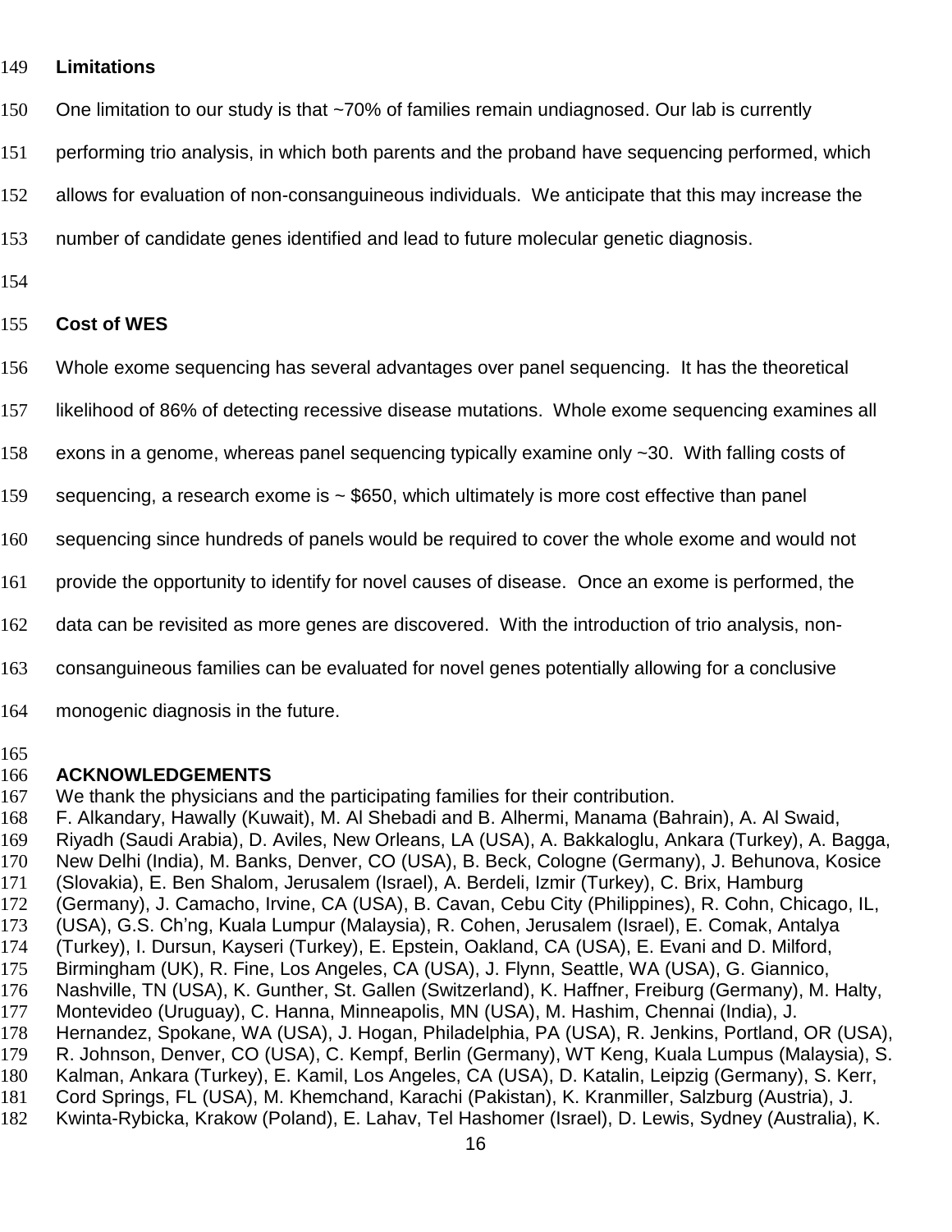**Limitations**

One limitation to our study is that ~70% of families remain undiagnosed. Our lab is currently performing trio analysis, in which both parents and the proband have sequencing performed, which allows for evaluation of non-consanguineous individuals. We anticipate that this may increase the number of candidate genes identified and lead to future molecular genetic diagnosis.

**Cost of WES**

Whole exome sequencing has several advantages over panel sequencing. It has the theoretical likelihood of 86% of detecting recessive disease mutations. Whole exome sequencing examines all exons in a genome, whereas panel sequencing typically examine only ~30. With falling costs of sequencing, a research exome is ~ $650, which ultimately is more cost effective than panel sequencing since hundreds of panels would be required to cover the whole exome and would not provide the opportunity to identify for novel causes of disease. Once an exome is performed, the data can be revisited as more genes are discovered. With the introduction of trio analysis, non-consanguineous families can be evaluated for novel genes potentially allowing for a conclusive monogenic diagnosis in the future.

## ACKNOWLEDGEMENTS

We thank the physicians and the participating families for their contribution.
F. Alkandary, Hawally (Kuwait), M. Al Shebadi and B. Alhermi, Manama (Bahrain), A. Al Swaid, Riyadh (Saudi Arabia), D. Aviles, New Orleans, LA (USA), A. Bakkaloglu, Ankara (Turkey), A. Bagga, New Delhi (India), M. Banks, Denver, CO (USA), B. Beck, Cologne (Germany), J. Behunova, Kosice (Slovakia), E. Ben Shalom, Jerusalem (Israel), A. Berdeli, Izmir (Turkey), C. Brix, Hamburg (Germany), J. Camacho, Irvine, CA (USA), B. Cavan, Cebu City (Philippines), R. Cohn, Chicago, IL, (USA), G.S. Ch'ng, Kuala Lumpur (Malaysia), R. Cohen, Jerusalem (Israel), E. Comak, Antalya (Turkey), I. Dursun, Kayseri (Turkey), E. Epstein, Oakland, CA (USA), E. Evani and D. Milford, Birmingham (UK), R. Fine, Los Angeles, CA (USA), J. Flynn, Seattle, WA (USA), G. Giannico, Nashville, TN (USA), K. Gunther, St. Gallen (Switzerland), K. Haffner, Freiburg (Germany), M. Halty, Montevideo (Uruguay), C. Hanna, Minneapolis, MN (USA), M. Hashim, Chennai (India), J. Hernandez, Spokane, WA (USA), J. Hogan, Philadelphia, PA (USA), R. Jenkins, Portland, OR (USA), R. Johnson, Denver, CO (USA), C. Kempf, Berlin (Germany), WT Keng, Kuala Lumpus (Malaysia), S. Kalman, Ankara (Turkey), E. Kamil, Los Angeles, CA (USA), D. Katalin, Leipzig (Germany), S. Kerr, Cord Springs, FL (USA), M. Khemchand, Karachi (Pakistan), K. Kranmiller, Salzburg (Austria), J. Kwinta-Rybicka, Krakow (Poland), E. Lahav, Tel Hashomer (Israel), D. Lewis, Sydney (Australia), K.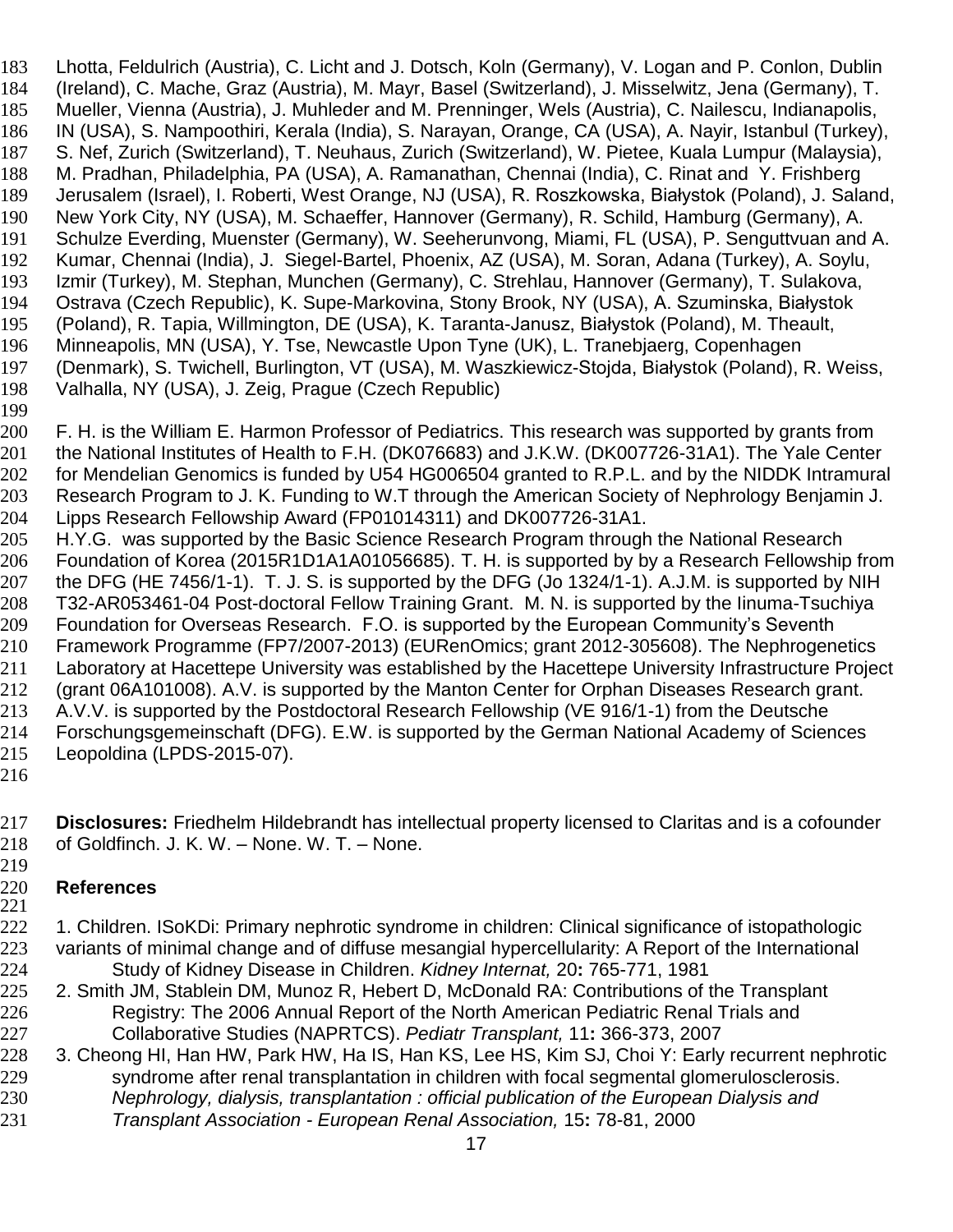Lhotta, Feldulrich (Austria), C. Licht and J. Dotsch, Koln (Germany), V. Logan and P. Conlon, Dublin (Ireland), C. Mache, Graz (Austria), M. Mayr, Basel (Switzerland), J. Misselwitz, Jena (Germany), T. Mueller, Vienna (Austria), J. Muhleder and M. Prenninger, Wels (Austria), C. Nailescu, Indianapolis, IN (USA), S. Nampoothiri, Kerala (India), S. Narayan, Orange, CA (USA), A. Nayir, Istanbul (Turkey), S. Nef, Zurich (Switzerland), T. Neuhaus, Zurich (Switzerland), W. Pietee, Kuala Lumpur (Malaysia), M. Pradhan, Philadelphia, PA (USA), A. Ramanathan, Chennai (India), C. Rinat and Y. Frishberg Jerusalem (Israel), I. Roberti, West Orange, NJ (USA), R. Roszkowska, Białystok (Poland), J. Saland, New York City, NY (USA), M. Schaeffer, Hannover (Germany), R. Schild, Hamburg (Germany), A. Schulze Everding, Muenster (Germany), W. Seeherunvong, Miami, FL (USA), P. Senguttvuan and A. Kumar, Chennai (India), J. Siegel-Bartel, Phoenix, AZ (USA), M. Soran, Adana (Turkey), A. Soylu, Izmir (Turkey), M. Stephan, Munchen (Germany), C. Strehlau, Hannover (Germany), T. Sulakova, Ostrava (Czech Republic), K. Supe-Markovina, Stony Brook, NY (USA), A. Szuminska, Białystok (Poland), R. Tapia, Willmington, DE (USA), K. Taranta-Janusz, Białystok (Poland), M. Theault, Minneapolis, MN (USA), Y. Tse, Newcastle Upon Tyne (UK), L. Tranebjaerg, Copenhagen (Denmark), S. Twichell, Burlington, VT (USA), M. Waszkiewicz-Stojda, Białystok (Poland), R. Weiss, Valhalla, NY (USA), J. Zeig, Prague (Czech Republic)

F. H. is the William E. Harmon Professor of Pediatrics. This research was supported by grants from the National Institutes of Health to F.H. (DK076683) and J.K.W. (DK007726-31A1). The Yale Center for Mendelian Genomics is funded by U54 HG006504 granted to R.P.L. and by the NIDDK Intramural Research Program to J. K. Funding to W.T through the American Society of Nephrology Benjamin J. Lipps Research Fellowship Award (FP01014311) and DK007726-31A1.
H.Y.G. was supported by the Basic Science Research Program through the National Research Foundation of Korea (2015R1D1A1A01056685). T. H. is supported by by a Research Fellowship from the DFG (HE 7456/1-1). T. J. S. is supported by the DFG (Jo 1324/1-1). A.J.M. is supported by NIH T32-AR053461-04 Post-doctoral Fellow Training Grant. M. N. is supported by the Iinuma-Tsuchiya Foundation for Overseas Research. F.O. is supported by the European Community's Seventh Framework Programme (FP7/2007-2013) (EURenOmics; grant 2012-305608). The Nephrogenetics Laboratory at Hacettepe University was established by the Hacettepe University Infrastructure Project (grant 06A101008). A.V. is supported by the Manton Center for Orphan Diseases Research grant. A.V.V. is supported by the Postdoctoral Research Fellowship (VE 916/1-1) from the Deutsche Forschungsgemeinschaft (DFG). E.W. is supported by the German National Academy of Sciences Leopoldina (LPDS-2015-07).

**Disclosures:** Friedhelm Hildebrandt has intellectual property licensed to Claritas and is a cofounder of Goldfinch. J. K. W. – None. W. T. – None.

## References

1. Children. ISoKDi: Primary nephrotic syndrome in children: Clinical significance of istopathologic variants of minimal change and of diffuse mesangial hypercellularity: A Report of the International Study of Kidney Disease in Children. *Kidney Internat,* 20**:** 765-771, 1981
2. Smith JM, Stablein DM, Munoz R, Hebert D, McDonald RA: Contributions of the Transplant Registry: The 2006 Annual Report of the North American Pediatric Renal Trials and Collaborative Studies (NAPRTCS). *Pediatr Transplant,* 11**:** 366-373, 2007
3. Cheong HI, Han HW, Park HW, Ha IS, Han KS, Lee HS, Kim SJ, Choi Y: Early recurrent nephrotic syndrome after renal transplantation in children with focal segmental glomerulosclerosis. *Nephrology, dialysis, transplantation : official publication of the European Dialysis and Transplant Association - European Renal Association,* 15**:** 78-81, 2000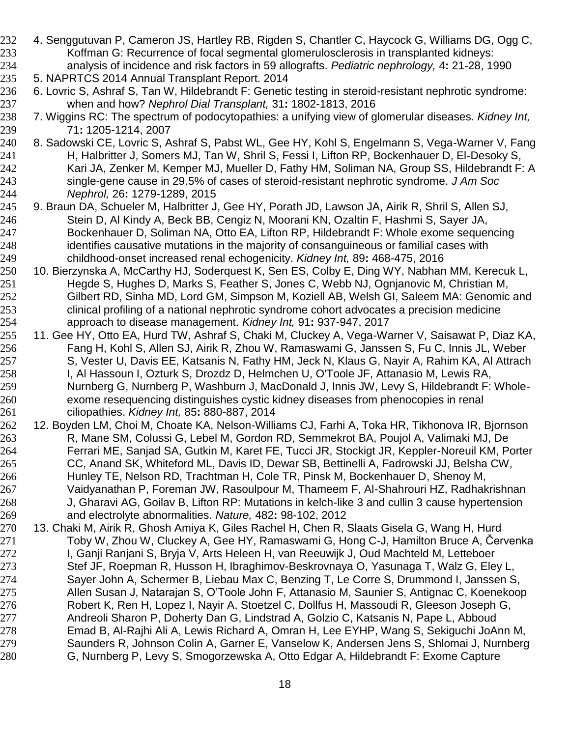4. Senggutuvan P, Cameron JS, Hartley RB, Rigden S, Chantler C, Haycock G, Williams DG, Ogg C, Koffman G: Recurrence of focal segmental glomerulosclerosis in transplanted kidneys: analysis of incidence and risk factors in 59 allografts. *Pediatric nephrology,* 4**:** 21-28, 1990

5. NAPRTCS 2014 Annual Transplant Report. 2014

6. Lovric S, Ashraf S, Tan W, Hildebrandt F: Genetic testing in steroid-resistant nephrotic syndrome: when and how? *Nephrol Dial Transplant,* 31**:** 1802-1813, 2016

7. Wiggins RC: The spectrum of podocytopathies: a unifying view of glomerular diseases. *Kidney Int,* 71**:** 1205-1214, 2007

8. Sadowski CE, Lovric S, Ashraf S, Pabst WL, Gee HY, Kohl S, Engelmann S, Vega-Warner V, Fang H, Halbritter J, Somers MJ, Tan W, Shril S, Fessi I, Lifton RP, Bockenhauer D, El-Desoky S, Kari JA, Zenker M, Kemper MJ, Mueller D, Fathy HM, Soliman NA, Group SS, Hildebrandt F: A single-gene cause in 29.5% of cases of steroid-resistant nephrotic syndrome. *J Am Soc Nephrol,* 26**:** 1279-1289, 2015

9. Braun DA, Schueler M, Halbritter J, Gee HY, Porath JD, Lawson JA, Airik R, Shril S, Allen SJ, Stein D, Al Kindy A, Beck BB, Cengiz N, Moorani KN, Ozaltin F, Hashmi S, Sayer JA, Bockenhauer D, Soliman NA, Otto EA, Lifton RP, Hildebrandt F: Whole exome sequencing identifies causative mutations in the majority of consanguineous or familial cases with childhood-onset increased renal echogenicity. *Kidney Int,* 89**:** 468-475, 2016

10. Bierzynska A, McCarthy HJ, Soderquest K, Sen ES, Colby E, Ding WY, Nabhan MM, Kerecuk L, Hegde S, Hughes D, Marks S, Feather S, Jones C, Webb NJ, Ognjanovic M, Christian M, Gilbert RD, Sinha MD, Lord GM, Simpson M, Koziell AB, Welsh GI, Saleem MA: Genomic and clinical profiling of a national nephrotic syndrome cohort advocates a precision medicine approach to disease management. *Kidney Int,* 91**:** 937-947, 2017

11. Gee HY, Otto EA, Hurd TW, Ashraf S, Chaki M, Cluckey A, Vega-Warner V, Saisawat P, Diaz KA, Fang H, Kohl S, Allen SJ, Airik R, Zhou W, Ramaswami G, Janssen S, Fu C, Innis JL, Weber S, Vester U, Davis EE, Katsanis N, Fathy HM, Jeck N, Klaus G, Nayir A, Rahim KA, Al Attrach I, Al Hassoun I, Ozturk S, Drozdz D, Helmchen U, O'Toole JF, Attanasio M, Lewis RA, Nurnberg G, Nurnberg P, Washburn J, MacDonald J, Innis JW, Levy S, Hildebrandt F: Whole-exome resequencing distinguishes cystic kidney diseases from phenocopies in renal ciliopathies. *Kidney Int,* 85**:** 880-887, 2014

12. Boyden LM, Choi M, Choate KA, Nelson-Williams CJ, Farhi A, Toka HR, Tikhonova IR, Bjornson R, Mane SM, Colussi G, Lebel M, Gordon RD, Semmekrot BA, Poujol A, Valimaki MJ, De Ferrari ME, Sanjad SA, Gutkin M, Karet FE, Tucci JR, Stockigt JR, Keppler-Noreuil KM, Porter CC, Anand SK, Whiteford ML, Davis ID, Dewar SB, Bettinelli A, Fadrowski JJ, Belsha CW, Hunley TE, Nelson RD, Trachtman H, Cole TR, Pinsk M, Bockenhauer D, Shenoy M, Vaidyanathan P, Foreman JW, Rasoulpour M, Thameem F, Al-Shahrouri HZ, Radhakrishnan J, Gharavi AG, Goilav B, Lifton RP: Mutations in kelch-like 3 and cullin 3 cause hypertension and electrolyte abnormalities. *Nature,* 482**:** 98-102, 2012

13. Chaki M, Airik R, Ghosh Amiya K, Giles Rachel H, Chen R, Slaats Gisela G, Wang H, Hurd Toby W, Zhou W, Cluckey A, Gee HY, Ramaswami G, Hong C-J, Hamilton Bruce A, Červenka I, Ganji Ranjani S, Bryja V, Arts Heleen H, van Reeuwijk J, Oud Machteld M, Letteboer Stef JF, Roepman R, Husson H, Ibraghimov-Beskrovnaya O, Yasunaga T, Walz G, Eley L, Sayer John A, Schermer B, Liebau Max C, Benzing T, Le Corre S, Drummond I, Janssen S, Allen Susan J, Natarajan S, O'Toole John F, Attanasio M, Saunier S, Antignac C, Koenekoop Robert K, Ren H, Lopez I, Nayir A, Stoetzel C, Dollfus H, Massoudi R, Gleeson Joseph G, Andreoli Sharon P, Doherty Dan G, Lindstrad A, Golzio C, Katsanis N, Pape L, Abboud Emad B, Al-Rajhi Ali A, Lewis Richard A, Omran H, Lee EYHP, Wang S, Sekiguchi JoAnn M, Saunders R, Johnson Colin A, Garner E, Vanselow K, Andersen Jens S, Shlomai J, Nurnberg G, Nurnberg P, Levy S, Smogorzewska A, Otto Edgar A, Hildebrandt F: Exome Capture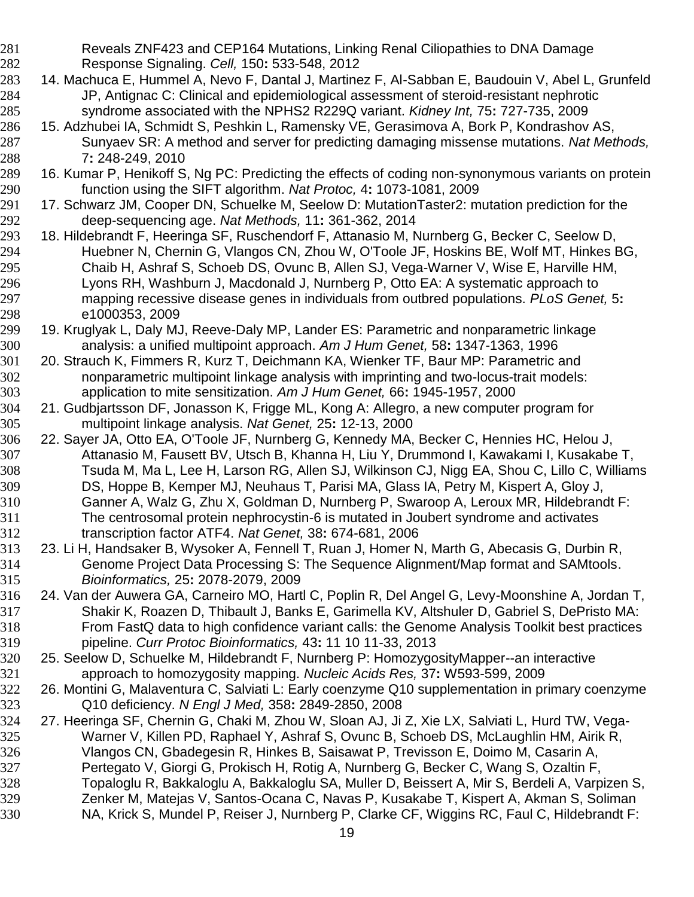Reveals ZNF423 and CEP164 Mutations, Linking Renal Ciliopathies to DNA Damage Response Signaling. *Cell,* 150**:** 533-548, 2012

14. Machuca E, Hummel A, Nevo F, Dantal J, Martinez F, Al-Sabban E, Baudouin V, Abel L, Grunfeld JP, Antignac C: Clinical and epidemiological assessment of steroid-resistant nephrotic syndrome associated with the NPHS2 R229Q variant. *Kidney Int,* 75**:** 727-735, 2009
15. Adzhubei IA, Schmidt S, Peshkin L, Ramensky VE, Gerasimova A, Bork P, Kondrashov AS, Sunyaev SR: A method and server for predicting damaging missense mutations. *Nat Methods,* 7**:** 248-249, 2010
16. Kumar P, Henikoff S, Ng PC: Predicting the effects of coding non-synonymous variants on protein function using the SIFT algorithm. *Nat Protoc,* 4**:** 1073-1081, 2009
17. Schwarz JM, Cooper DN, Schuelke M, Seelow D: MutationTaster2: mutation prediction for the deep-sequencing age. *Nat Methods,* 11**:** 361-362, 2014
18. Hildebrandt F, Heeringa SF, Ruschendorf F, Attanasio M, Nurnberg G, Becker C, Seelow D, Huebner N, Chernin G, Vlangos CN, Zhou W, O'Toole JF, Hoskins BE, Wolf MT, Hinkes BG, Chaib H, Ashraf S, Schoeb DS, Ovunc B, Allen SJ, Vega-Warner V, Wise E, Harville HM, Lyons RH, Washburn J, Macdonald J, Nurnberg P, Otto EA: A systematic approach to mapping recessive disease genes in individuals from outbred populations. *PLoS Genet,* 5**:** e1000353, 2009
19. Kruglyak L, Daly MJ, Reeve-Daly MP, Lander ES: Parametric and nonparametric linkage analysis: a unified multipoint approach. *Am J Hum Genet,* 58**:** 1347-1363, 1996
20. Strauch K, Fimmers R, Kurz T, Deichmann KA, Wienker TF, Baur MP: Parametric and nonparametric multipoint linkage analysis with imprinting and two-locus-trait models: application to mite sensitization. *Am J Hum Genet,* 66**:** 1945-1957, 2000
21. Gudbjartsson DF, Jonasson K, Frigge ML, Kong A: Allegro, a new computer program for multipoint linkage analysis. *Nat Genet,* 25**:** 12-13, 2000
22. Sayer JA, Otto EA, O'Toole JF, Nurnberg G, Kennedy MA, Becker C, Hennies HC, Helou J, Attanasio M, Fausett BV, Utsch B, Khanna H, Liu Y, Drummond I, Kawakami I, Kusakabe T, Tsuda M, Ma L, Lee H, Larson RG, Allen SJ, Wilkinson CJ, Nigg EA, Shou C, Lillo C, Williams DS, Hoppe B, Kemper MJ, Neuhaus T, Parisi MA, Glass IA, Petry M, Kispert A, Gloy J, Ganner A, Walz G, Zhu X, Goldman D, Nurnberg P, Swaroop A, Leroux MR, Hildebrandt F: The centrosomal protein nephrocystin-6 is mutated in Joubert syndrome and activates transcription factor ATF4. *Nat Genet,* 38**:** 674-681, 2006
23. Li H, Handsaker B, Wysoker A, Fennell T, Ruan J, Homer N, Marth G, Abecasis G, Durbin R, Genome Project Data Processing S: The Sequence Alignment/Map format and SAMtools. *Bioinformatics,* 25**:** 2078-2079, 2009
24. Van der Auwera GA, Carneiro MO, Hartl C, Poplin R, Del Angel G, Levy-Moonshine A, Jordan T, Shakir K, Roazen D, Thibault J, Banks E, Garimella KV, Altshuler D, Gabriel S, DePristo MA: From FastQ data to high confidence variant calls: the Genome Analysis Toolkit best practices pipeline. *Curr Protoc Bioinformatics,* 43**:** 11 10 11-33, 2013
25. Seelow D, Schuelke M, Hildebrandt F, Nurnberg P: HomozygosityMapper--an interactive approach to homozygosity mapping. *Nucleic Acids Res,* 37**:** W593-599, 2009
26. Montini G, Malaventura C, Salviati L: Early coenzyme Q10 supplementation in primary coenzyme Q10 deficiency. *N Engl J Med,* 358**:** 2849-2850, 2008
27. Heeringa SF, Chernin G, Chaki M, Zhou W, Sloan AJ, Ji Z, Xie LX, Salviati L, Hurd TW, Vega-Warner V, Killen PD, Raphael Y, Ashraf S, Ovunc B, Schoeb DS, McLaughlin HM, Airik R, Vlangos CN, Gbadegesin R, Hinkes B, Saisawat P, Trevisson E, Doimo M, Casarin A, Pertegato V, Giorgi G, Prokisch H, Rotig A, Nurnberg G, Becker C, Wang S, Ozaltin F, Topaloglu R, Bakkaloglu A, Bakkaloglu SA, Muller D, Beissert A, Mir S, Berdeli A, Varpizen S, Zenker M, Matejas V, Santos-Ocana C, Navas P, Kusakabe T, Kispert A, Akman S, Soliman NA, Krick S, Mundel P, Reiser J, Nurnberg P, Clarke CF, Wiggins RC, Faul C, Hildebrandt F: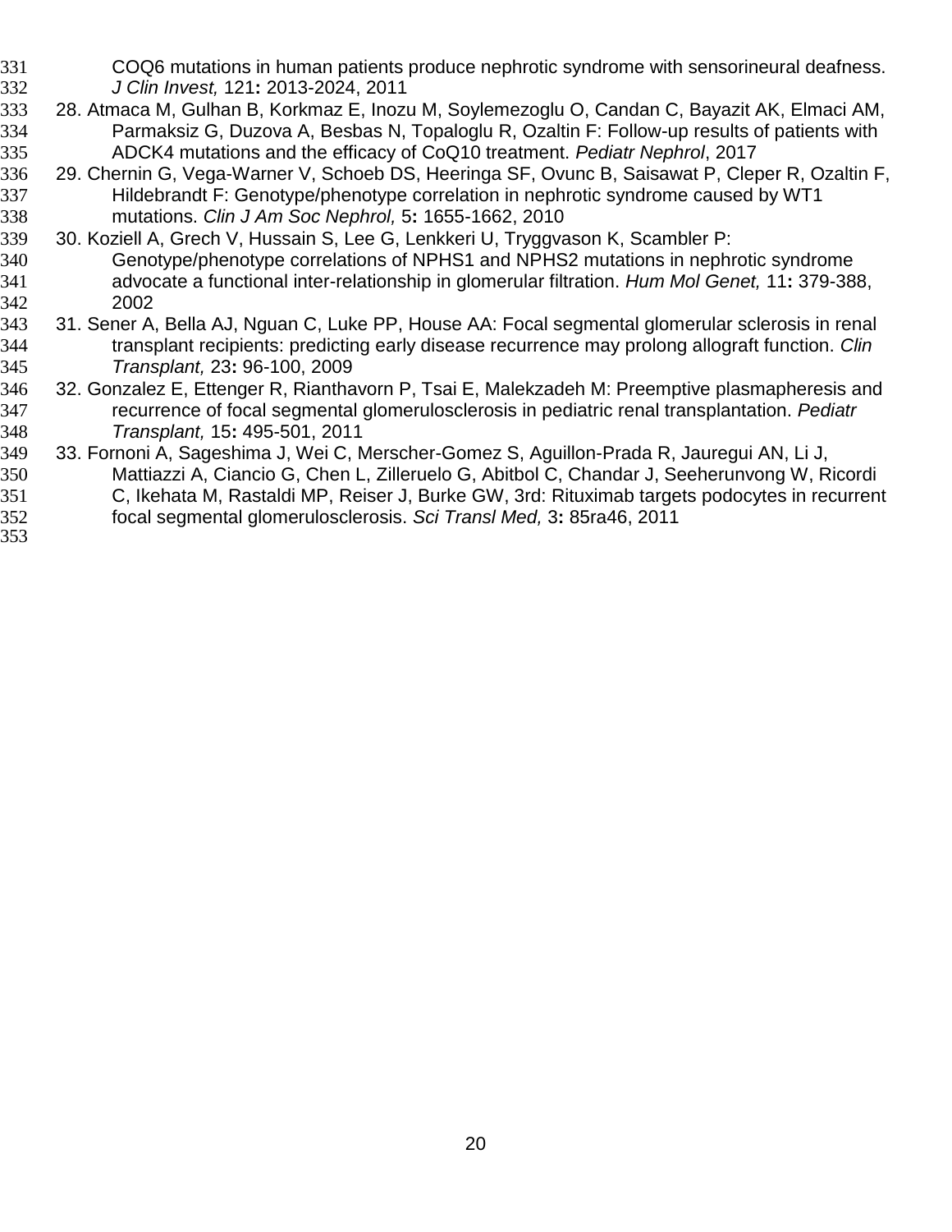COQ6 mutations in human patients produce nephrotic syndrome with sensorineural deafness. *J Clin Invest,* 121**:** 2013-2024, 2011

28. Atmaca M, Gulhan B, Korkmaz E, Inozu M, Soylemezoglu O, Candan C, Bayazit AK, Elmaci AM, Parmaksiz G, Duzova A, Besbas N, Topaloglu R, Ozaltin F: Follow-up results of patients with ADCK4 mutations and the efficacy of CoQ10 treatment. *Pediatr Nephrol*, 2017
29. Chernin G, Vega-Warner V, Schoeb DS, Heeringa SF, Ovunc B, Saisawat P, Cleper R, Ozaltin F, Hildebrandt F: Genotype/phenotype correlation in nephrotic syndrome caused by WT1 mutations. *Clin J Am Soc Nephrol,* 5**:** 1655-1662, 2010
30. Koziell A, Grech V, Hussain S, Lee G, Lenkkeri U, Tryggvason K, Scambler P: Genotype/phenotype correlations of NPHS1 and NPHS2 mutations in nephrotic syndrome advocate a functional inter-relationship in glomerular filtration. *Hum Mol Genet,* 11**:** 379-388, 2002
31. Sener A, Bella AJ, Nguan C, Luke PP, House AA: Focal segmental glomerular sclerosis in renal transplant recipients: predicting early disease recurrence may prolong allograft function. *Clin Transplant,* 23**:** 96-100, 2009
32. Gonzalez E, Ettenger R, Rianthavorn P, Tsai E, Malekzadeh M: Preemptive plasmapheresis and recurrence of focal segmental glomerulosclerosis in pediatric renal transplantation. *Pediatr Transplant,* 15**:** 495-501, 2011
33. Fornoni A, Sageshima J, Wei C, Merscher-Gomez S, Aguillon-Prada R, Jauregui AN, Li J, Mattiazzi A, Ciancio G, Chen L, Zilleruelo G, Abitbol C, Chandar J, Seeherunvong W, Ricordi C, Ikehata M, Rastaldi MP, Reiser J, Burke GW, 3rd: Rituximab targets podocytes in recurrent focal segmental glomerulosclerosis. *Sci Transl Med,* 3**:** 85ra46, 2011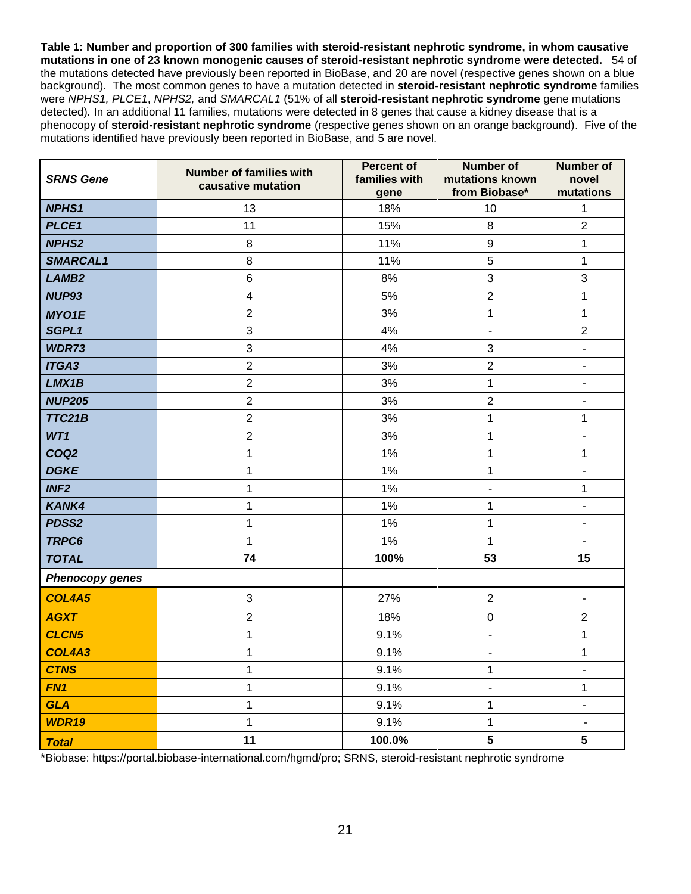**Table 1: Number and proportion of 300 families with steroid-resistant nephrotic syndrome, in whom causative mutations in one of 23 known monogenic causes of steroid-resistant nephrotic syndrome were detected.** 54 of the mutations detected have previously been reported in BioBase, and 20 are novel (respective genes shown on a blue background). The most common genes to have a mutation detected in **steroid-resistant nephrotic syndrome** families were *NPHS1, PLCE1*, *NPHS2,* and *SMARCAL1* (51% of all **steroid-resistant nephrotic syndrome** gene mutations detected). In an additional 11 families, mutations were detected in 8 genes that cause a kidney disease that is a phenocopy of **steroid-resistant nephrotic syndrome** (respective genes shown on an orange background). Five of the mutations identified have previously been reported in BioBase, and 5 are novel.

| ***SRNS Gene*** | **Number of families with causative mutation** | **Percent of families with gene** | **Number of mutations known from Biobase*** | **Number of novel mutations** |
|---|---|---|---|---|
| ***NPHS1*** | 13 | 18% | 10 | 1 |
| ***PLCE1*** | 11 | 15% | 8 | 2 |
| ***NPHS2*** | 8 | 11% | 9 | 1 |
| ***SMARCAL1*** | 8 | 11% | 5 | 1 |
| ***LAMB2*** | 6 | 8% | 3 | 3 |
| ***NUP93*** | 4 | 5% | 2 | 1 |
| ***MYO1E*** | 2 | 3% | 1 | 1 |
| ***SGPL1*** | 3 | 4% | - | 2 |
| ***WDR73*** | 3 | 4% | 3 | - |
| ***ITGA3*** | 2 | 3% | 2 | - |
| ***LMX1B*** | 2 | 3% | 1 | - |
| ***NUP205*** | 2 | 3% | 2 | - |
| ***TTC21B*** | 2 | 3% | 1 | 1 |
| ***WT1*** | 2 | 3% | 1 | - |
| ***COQ2*** | 1 | 1% | 1 | 1 |
| ***DGKE*** | 1 | 1% | 1 | - |
| ***INF2*** | 1 | 1% | - | 1 |
| ***KANK4*** | 1 | 1% | 1 | - |
| ***PDSS2*** | 1 | 1% | 1 | - |
| ***TRPC6*** | 1 | 1% | 1 | - |
| ***TOTAL*** | **74** | **100%** | **53** | **15** |
| ***Phenocopy genes*** | | | | |
| ***COL4A5*** | 3 | 27% | 2 | - |
| ***AGXT*** | 2 | 18% | 0 | 2 |
| ***CLCN5*** | 1 | 9.1% | - | 1 |
| ***COL4A3*** | 1 | 9.1% | - | 1 |
| ***CTNS*** | 1 | 9.1% | 1 | - |
| ***FN1*** | 1 | 9.1% | - | 1 |
| ***GLA*** | 1 | 9.1% | 1 | - |
| ***WDR19*** | 1 | 9.1% | 1 | - |
| ***Total*** | **11** | **100.0%** | **5** | **5** |

*Biobase: https://portal.biobase-international.com/hgmd/pro; SRNS, steroid-resistant nephrotic syndrome